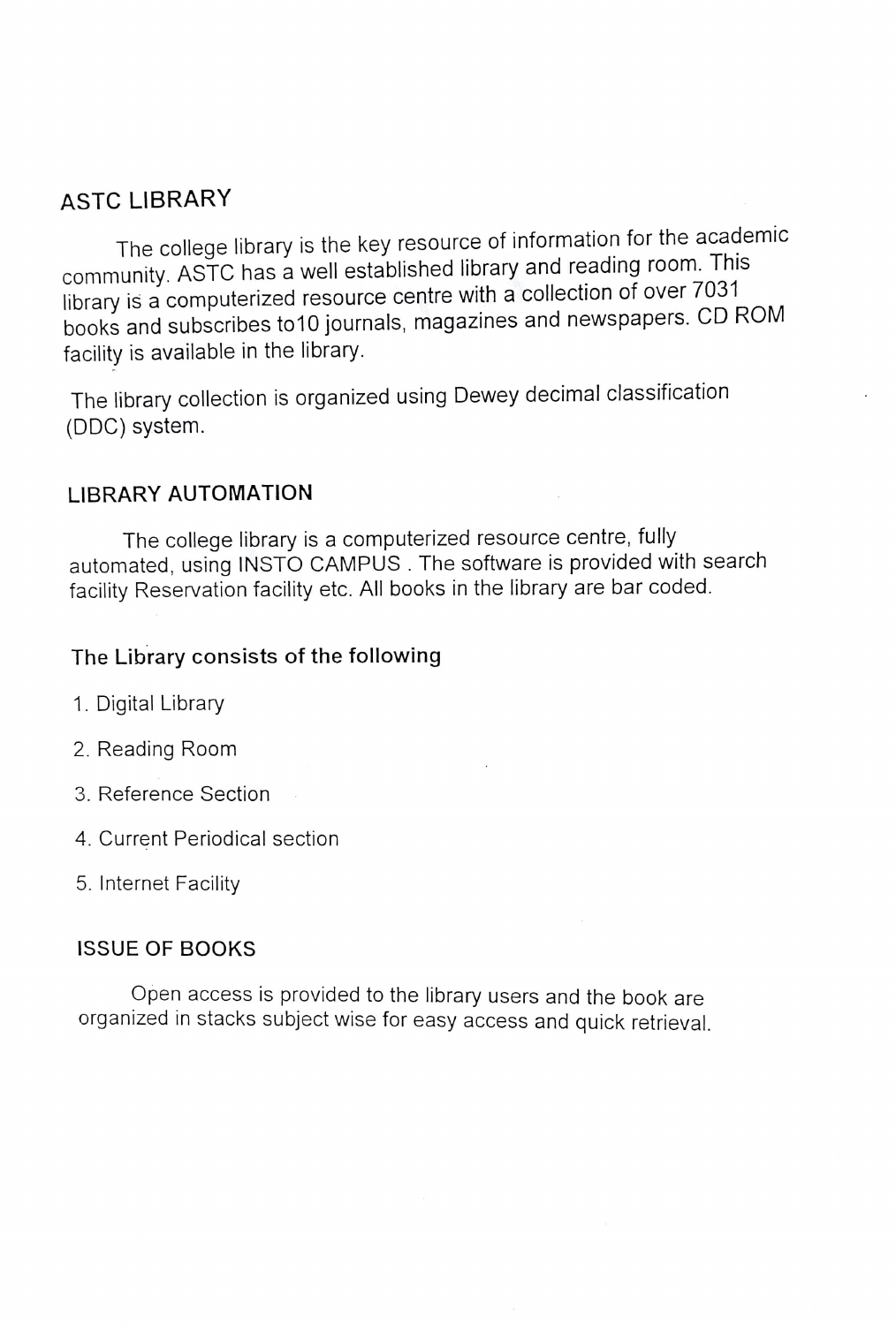# ASTC LIBRARY

The college library is the key resource of information for the academic community. ASTC has a well established library and reading room. This library is a computerized resource centre with a collection of over 7031 books and subscribes to10 journals, magazines and newspapers. CD ROM facility is available in the library.

The library collection is organized using Dewey decimal classification (DDC) system.

## LIBRARY AUTOMATION

The college library is a computerized resource centre, fully automated, using INSTO CAMPUS . The software is provided with search facility Reservation facility etc. All books in the library are bar coded.

## The Library consists of the following

1. Digital Library
2. Reading Room
3. Reference Section
4. Current Periodical section
5. Internet Facility

## ISSUE OF BOOKS

Open access is provided to the library users and the book are organized in stacks subject wise for easy access and quick retrieval.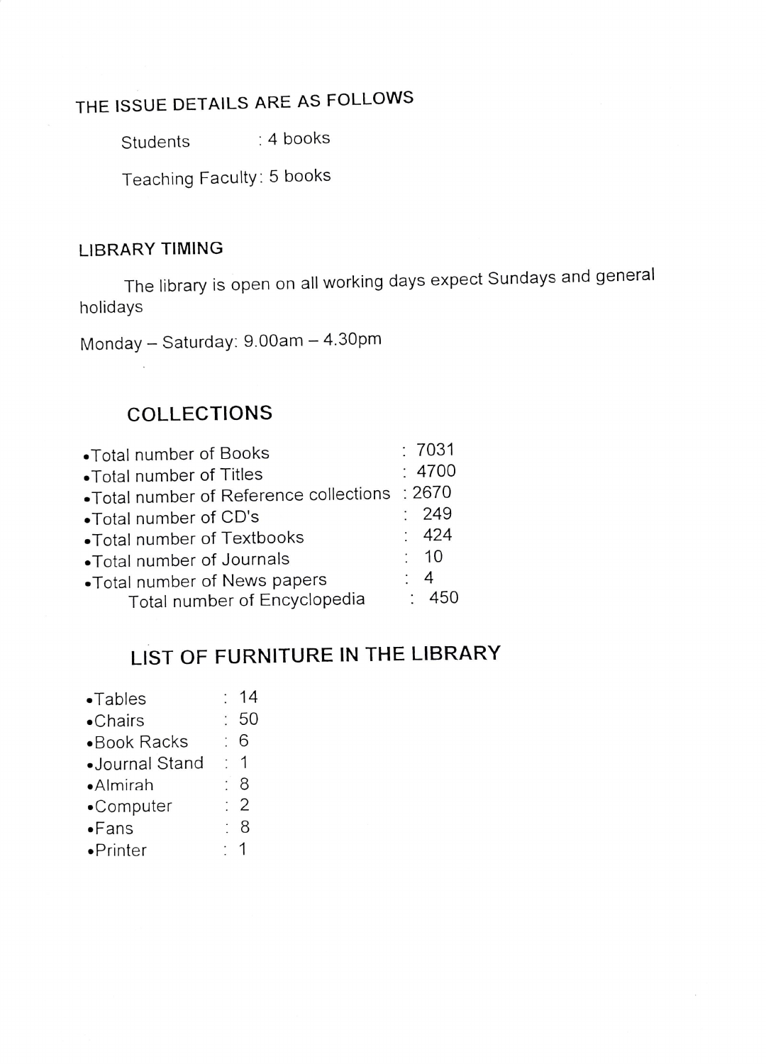## THE ISSUE DETAILS ARE AS FOLLOWS

Students : 4 books

Teaching Faculty: 5 books

## LIBRARY TIMING

The library is open on all working days expect Sundays and general holidays

Monday – Saturday: 9.00am – 4.30pm

## COLLECTIONS

- Total number of Books : 7031
- Total number of Titles : 4700
- Total number of Reference collections : 2670
- Total number of CD's : 249
- Total number of Textbooks : 424
- Total number of Journals : 10
- Total number of News papers : 4

Total number of Encyclopedia : 450

## LIST OF FURNITURE IN THE LIBRARY

- Tables : 14
- Chairs : 50
- Book Racks : 6
- Journal Stand : 1
- Almirah : 8
- Computer : 2
- Fans : 8
- Printer : 1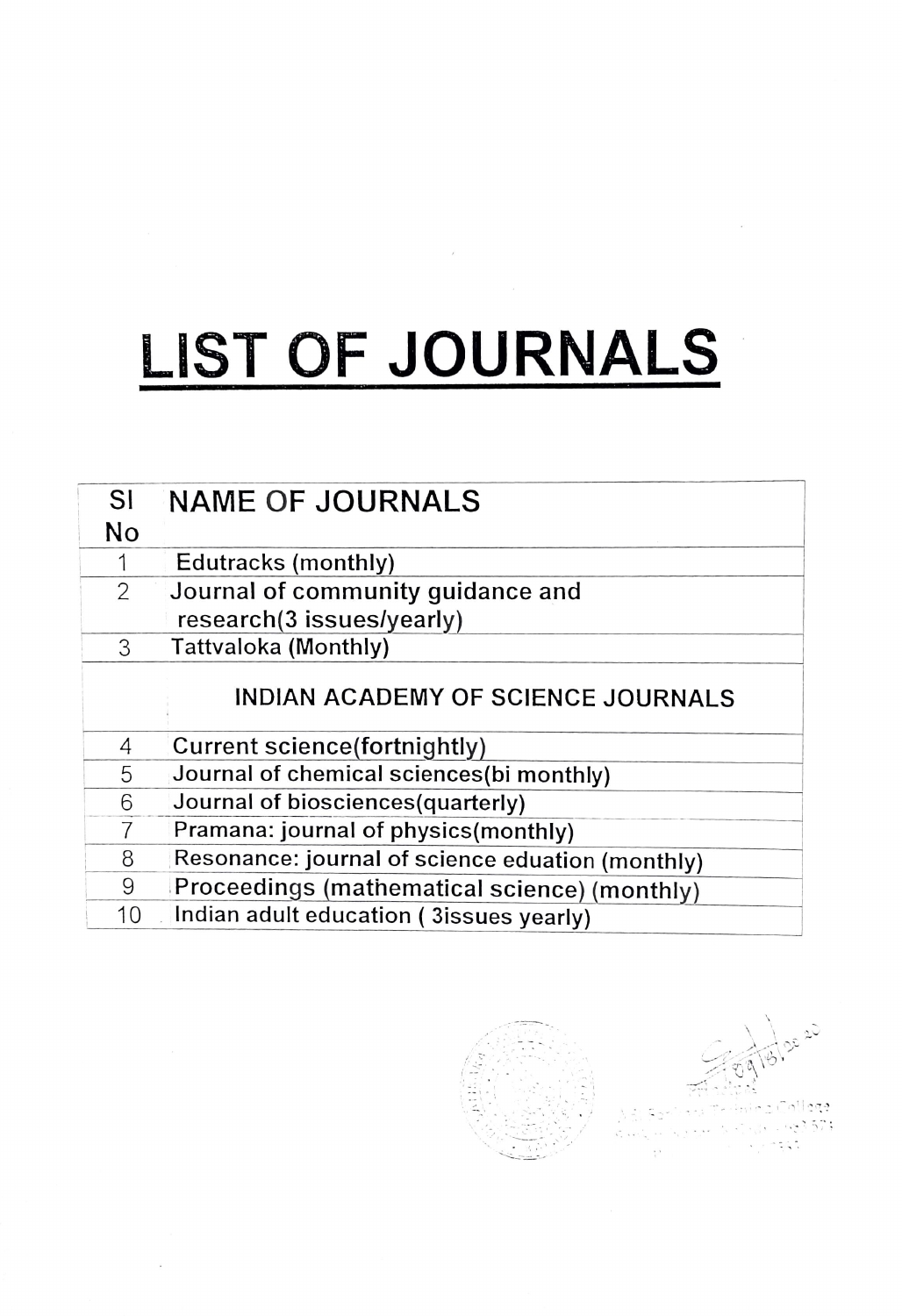# LIST OF JOURNALS

| Sl No | NAME OF JOURNALS |
|---|---|
| 1 | Edutracks (monthly) |
| 2 | Journal of community guidance and research(3 issues/yearly) |
| 3 | Tattvaloka (Monthly) |
| | INDIAN ACADEMY OF SCIENCE JOURNALS |
| 4 | Current science(fortnightly) |
| 5 | Journal of chemical sciences(bi monthly) |
| 6 | Journal of biosciences(quarterly) |
| 7 | Pramana: journal of physics(monthly) |
| 8 | Resonance: journal of science eduation (monthly) |
| 9 | Proceedings (mathematical science) (monthly) |
| 10 | Indian adult education ( 3issues yearly) |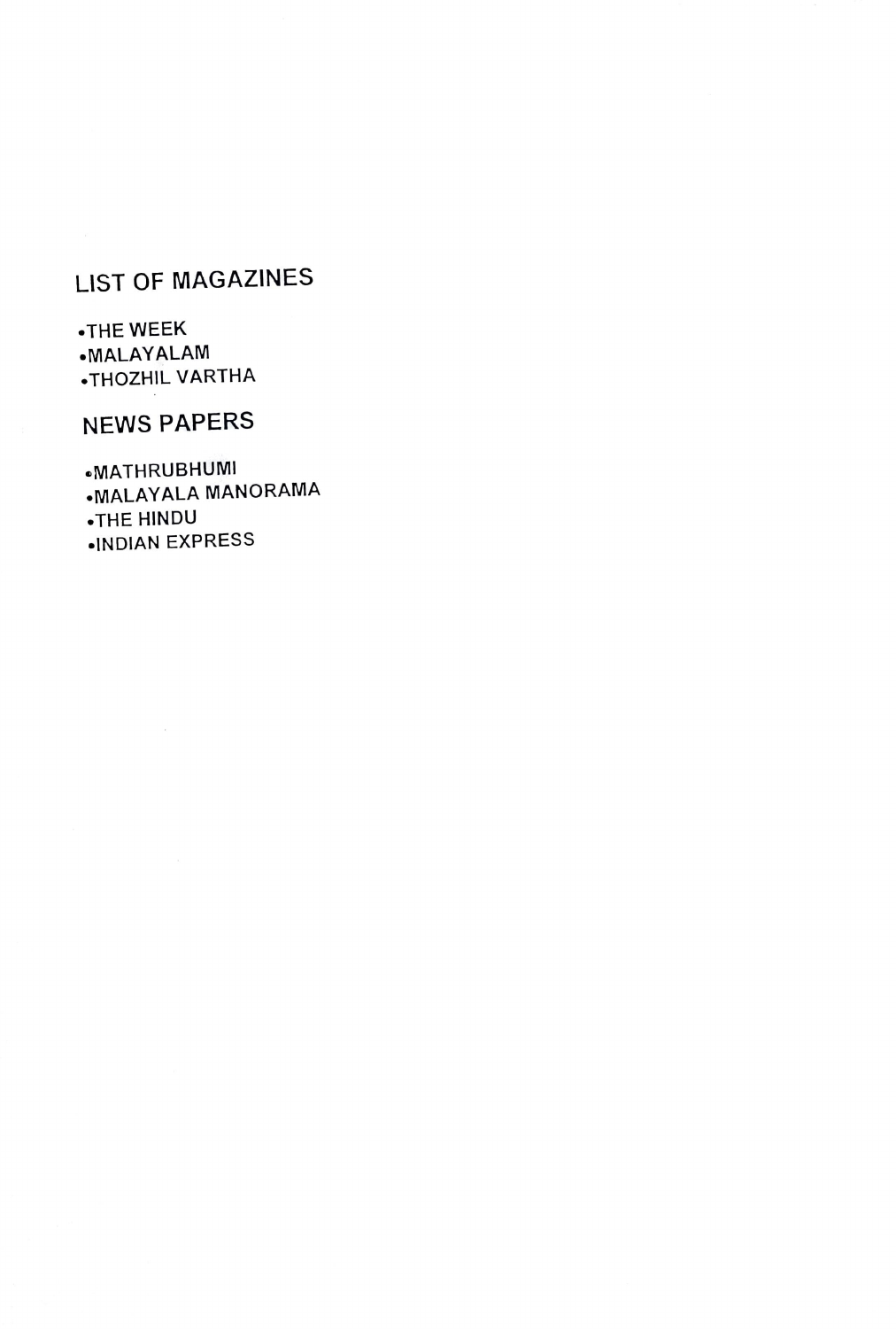## LIST OF MAGAZINES

- THE WEEK
- MALAYALAM
- THOZHIL VARTHA

## NEWS PAPERS

- MATHRUBHUMI
- MALAYALA MANORAMA
- THE HINDU
- INDIAN EXPRESS